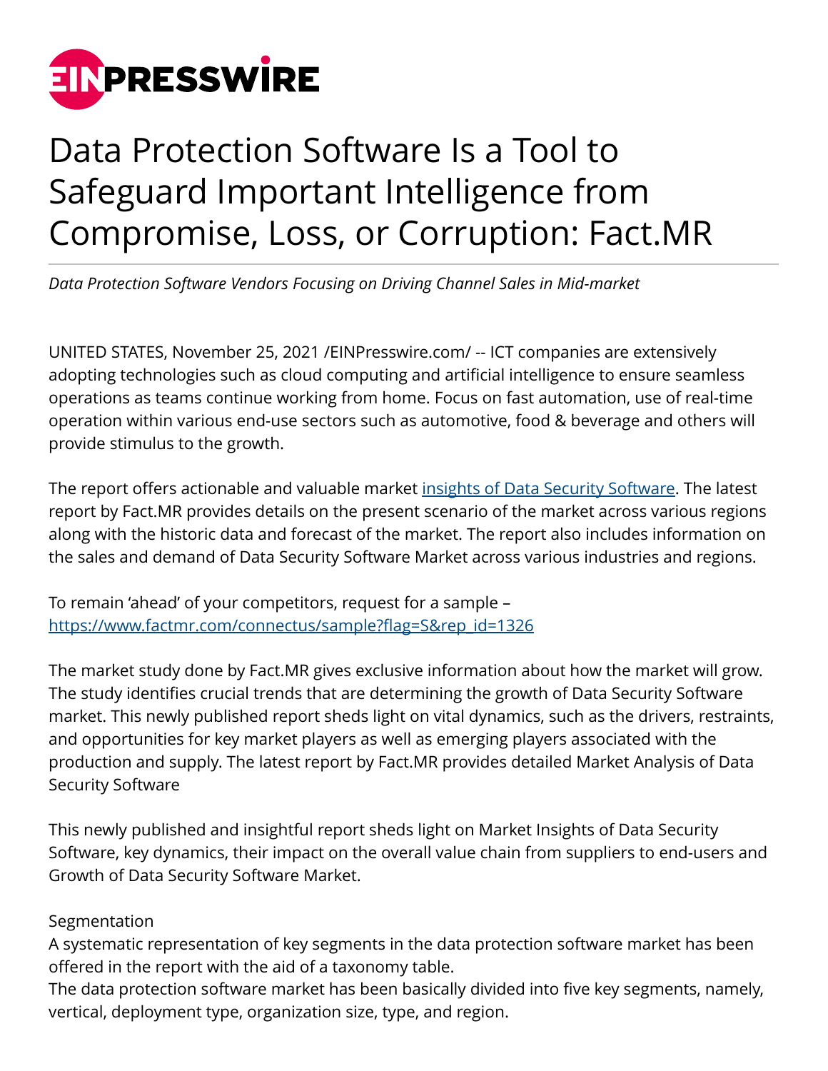# Data Protection Software Is a Tool to Safeguard Important Intelligence from Compromise, Loss, or Corruption: Fact.MR

*Data Protection Software Vendors Focusing on Driving Channel Sales in Mid-market*

UNITED STATES, November 25, 2021 /EINPresswire.com/ -- ICT companies are extensively adopting technologies such as cloud computing and artificial intelligence to ensure seamless operations as teams continue working from home. Focus on fast automation, use of real-time operation within various end-use sectors such as automotive, food & beverage and others will provide stimulus to the growth.

The report offers actionable and valuable market [insights of Data Security Software](). The latest report by Fact.MR provides details on the present scenario of the market across various regions along with the historic data and forecast of the market. The report also includes information on the sales and demand of Data Security Software Market across various industries and regions.

To remain 'ahead' of your competitors, request for a sample – [https://www.factmr.com/connectus/sample?flag=S&rep_id=1326](https://www.factmr.com/connectus/sample?flag=S&rep_id=1326)

The market study done by Fact.MR gives exclusive information about how the market will grow. The study identifies crucial trends that are determining the growth of Data Security Software market. This newly published report sheds light on vital dynamics, such as the drivers, restraints, and opportunities for key market players as well as emerging players associated with the production and supply. The latest report by Fact.MR provides detailed Market Analysis of Data Security Software

This newly published and insightful report sheds light on Market Insights of Data Security Software, key dynamics, their impact on the overall value chain from suppliers to end-users and Growth of Data Security Software Market.

Segmentation
A systematic representation of key segments in the data protection software market has been offered in the report with the aid of a taxonomy table.
The data protection software market has been basically divided into five key segments, namely, vertical, deployment type, organization size, type, and region.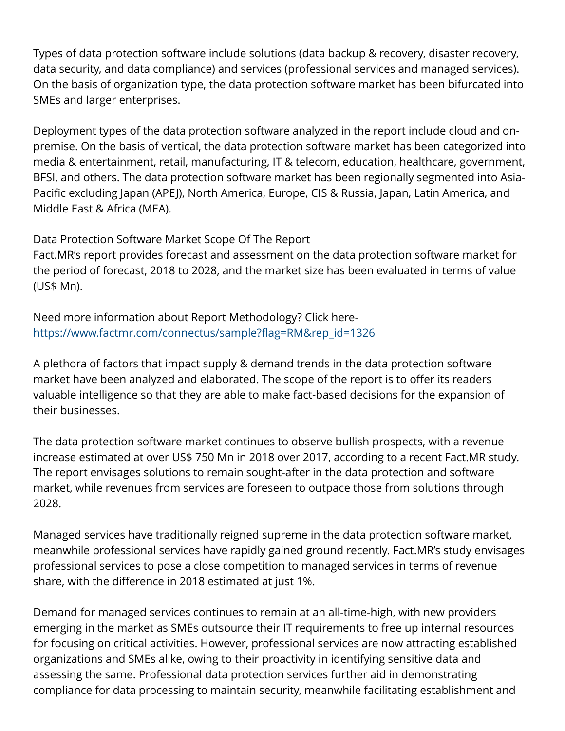Types of data protection software include solutions (data backup & recovery, disaster recovery, data security, and data compliance) and services (professional services and managed services). On the basis of organization type, the data protection software market has been bifurcated into SMEs and larger enterprises.

Deployment types of the data protection software analyzed in the report include cloud and on-premise. On the basis of vertical, the data protection software market has been categorized into media & entertainment, retail, manufacturing, IT & telecom, education, healthcare, government, BFSI, and others. The data protection software market has been regionally segmented into Asia-Pacific excluding Japan (APEJ), North America, Europe, CIS & Russia, Japan, Latin America, and Middle East & Africa (MEA).

Data Protection Software Market Scope Of The Report
Fact.MR's report provides forecast and assessment on the data protection software market for the period of forecast, 2018 to 2028, and the market size has been evaluated in terms of value (US$ Mn).

Need more information about Report Methodology? Click here-
[https://www.factmr.com/connectus/sample?flag=RM&rep_id=1326](https://www.factmr.com/connectus/sample?flag=RM&rep_id=1326)

A plethora of factors that impact supply & demand trends in the data protection software market have been analyzed and elaborated. The scope of the report is to offer its readers valuable intelligence so that they are able to make fact-based decisions for the expansion of their businesses.

The data protection software market continues to observe bullish prospects, with a revenue increase estimated at over US$ 750 Mn in 2018 over 2017, according to a recent Fact.MR study. The report envisages solutions to remain sought-after in the data protection and software market, while revenues from services are foreseen to outpace those from solutions through 2028.

Managed services have traditionally reigned supreme in the data protection software market, meanwhile professional services have rapidly gained ground recently. Fact.MR's study envisages professional services to pose a close competition to managed services in terms of revenue share, with the difference in 2018 estimated at just 1%.

Demand for managed services continues to remain at an all-time-high, with new providers emerging in the market as SMEs outsource their IT requirements to free up internal resources for focusing on critical activities. However, professional services are now attracting established organizations and SMEs alike, owing to their proactivity in identifying sensitive data and assessing the same. Professional data protection services further aid in demonstrating compliance for data processing to maintain security, meanwhile facilitating establishment and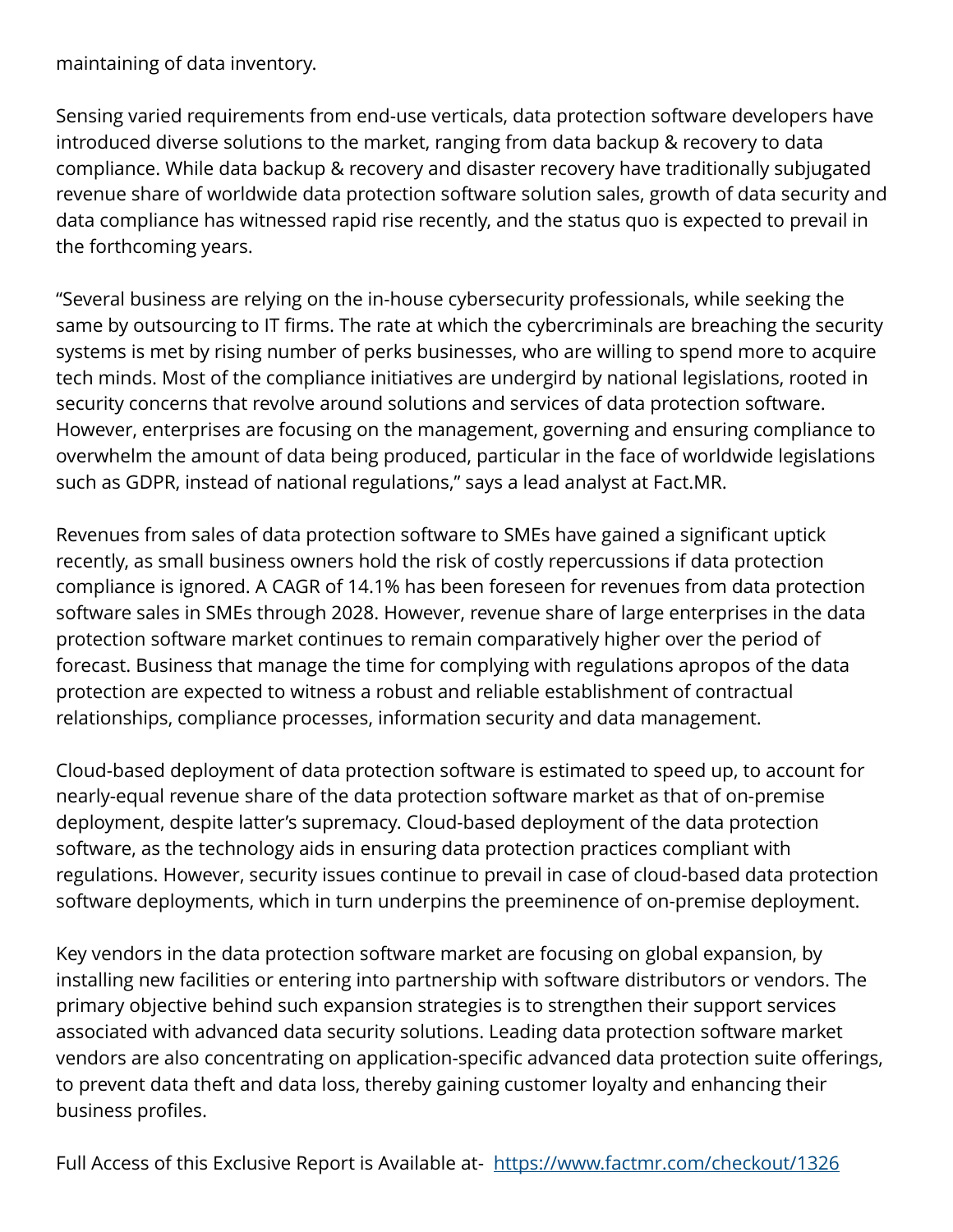maintaining of data inventory.

Sensing varied requirements from end-use verticals, data protection software developers have introduced diverse solutions to the market, ranging from data backup & recovery to data compliance. While data backup & recovery and disaster recovery have traditionally subjugated revenue share of worldwide data protection software solution sales, growth of data security and data compliance has witnessed rapid rise recently, and the status quo is expected to prevail in the forthcoming years.

“Several business are relying on the in-house cybersecurity professionals, while seeking the same by outsourcing to IT firms. The rate at which the cybercriminals are breaching the security systems is met by rising number of perks businesses, who are willing to spend more to acquire tech minds. Most of the compliance initiatives are undergird by national legislations, rooted in security concerns that revolve around solutions and services of data protection software. However, enterprises are focusing on the management, governing and ensuring compliance to overwhelm the amount of data being produced, particular in the face of worldwide legislations such as GDPR, instead of national regulations,” says a lead analyst at Fact.MR.

Revenues from sales of data protection software to SMEs have gained a significant uptick recently, as small business owners hold the risk of costly repercussions if data protection compliance is ignored. A CAGR of 14.1% has been foreseen for revenues from data protection software sales in SMEs through 2028. However, revenue share of large enterprises in the data protection software market continues to remain comparatively higher over the period of forecast. Business that manage the time for complying with regulations apropos of the data protection are expected to witness a robust and reliable establishment of contractual relationships, compliance processes, information security and data management.

Cloud-based deployment of data protection software is estimated to speed up, to account for nearly-equal revenue share of the data protection software market as that of on-premise deployment, despite latter’s supremacy. Cloud-based deployment of the data protection software, as the technology aids in ensuring data protection practices compliant with regulations. However, security issues continue to prevail in case of cloud-based data protection software deployments, which in turn underpins the preeminence of on-premise deployment.

Key vendors in the data protection software market are focusing on global expansion, by installing new facilities or entering into partnership with software distributors or vendors. The primary objective behind such expansion strategies is to strengthen their support services associated with advanced data security solutions. Leading data protection software market vendors are also concentrating on application-specific advanced data protection suite offerings, to prevent data theft and data loss, thereby gaining customer loyalty and enhancing their business profiles.

Full Access of this Exclusive Report is Available at- [https://www.factmr.com/checkout/1326](https://www.factmr.com/checkout/1326)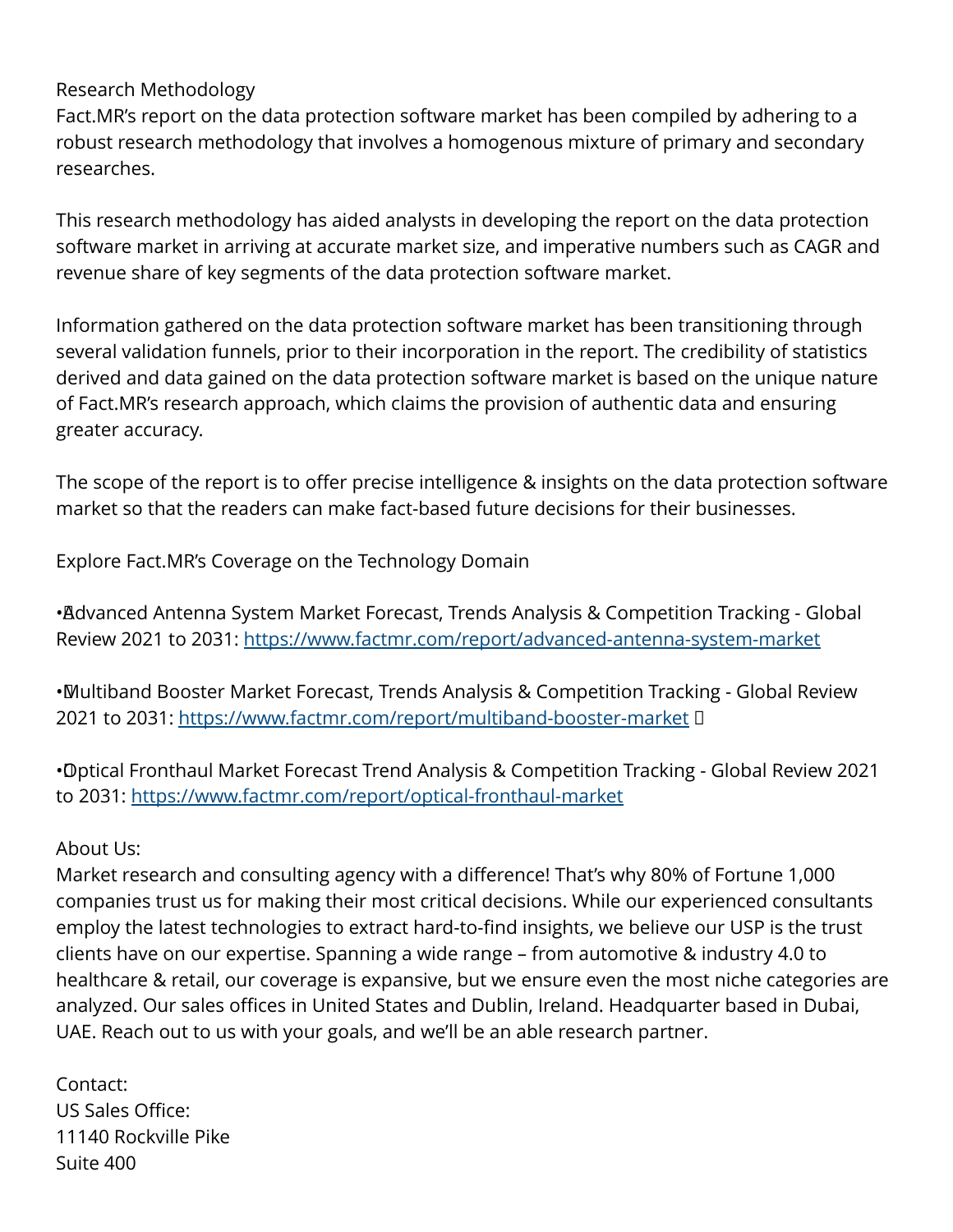Research Methodology

Fact.MR's report on the data protection software market has been compiled by adhering to a robust research methodology that involves a homogenous mixture of primary and secondary researches.

This research methodology has aided analysts in developing the report on the data protection software market in arriving at accurate market size, and imperative numbers such as CAGR and revenue share of key segments of the data protection software market.

Information gathered on the data protection software market has been transitioning through several validation funnels, prior to their incorporation in the report. The credibility of statistics derived and data gained on the data protection software market is based on the unique nature of Fact.MR's research approach, which claims the provision of authentic data and ensuring greater accuracy.

The scope of the report is to offer precise intelligence & insights on the data protection software market so that the readers can make fact-based future decisions for their businesses.

Explore Fact.MR's Coverage on the Technology Domain

- Advanced Antenna System Market Forecast, Trends Analysis & Competition Tracking - Global Review 2021 to 2031: https://www.factmr.com/report/advanced-antenna-system-market

- Multiband Booster Market Forecast, Trends Analysis & Competition Tracking - Global Review 2021 to 2031: https://www.factmr.com/report/multiband-booster-market

- Optical Fronthaul Market Forecast Trend Analysis & Competition Tracking - Global Review 2021 to 2031: https://www.factmr.com/report/optical-fronthaul-market

About Us:

Market research and consulting agency with a difference! That's why 80% of Fortune 1,000 companies trust us for making their most critical decisions. While our experienced consultants employ the latest technologies to extract hard-to-find insights, we believe our USP is the trust clients have on our expertise. Spanning a wide range – from automotive & industry 4.0 to healthcare & retail, our coverage is expansive, but we ensure even the most niche categories are analyzed. Our sales offices in United States and Dublin, Ireland. Headquarter based in Dubai, UAE. Reach out to us with your goals, and we'll be an able research partner.

Contact:  
US Sales Office:  
11140 Rockville Pike  
Suite 400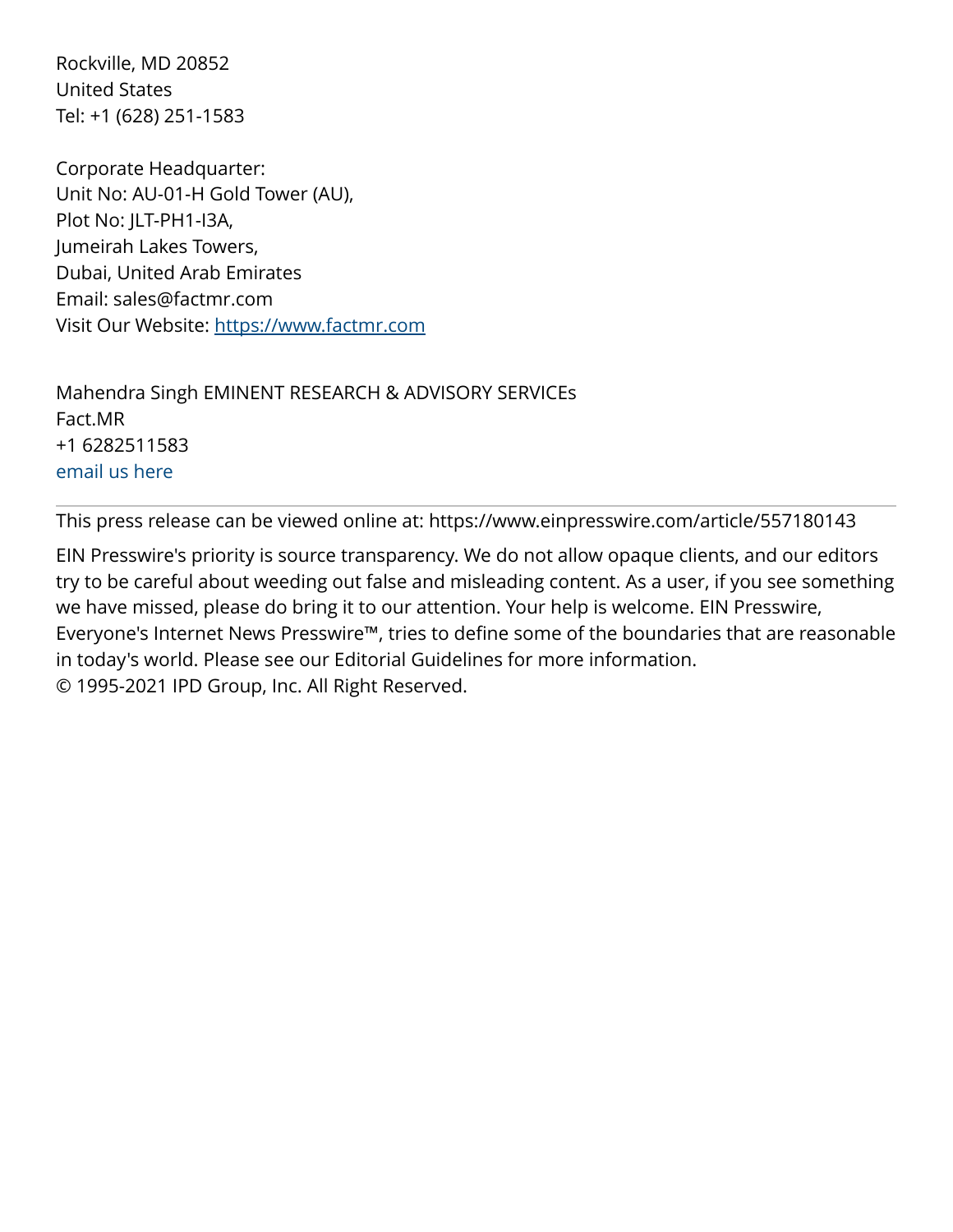Rockville, MD 20852
United States
Tel: +1 (628) 251-1583

Corporate Headquarter:
Unit No: AU-01-H Gold Tower (AU),
Plot No: JLT-PH1-I3A,
Jumeirah Lakes Towers,
Dubai, United Arab Emirates
Email: sales@factmr.com
Visit Our Website: [https://www.factmr.com](https://www.factmr.com)

Mahendra Singh EMINENT RESEARCH & ADVISORY SERVICEs
Fact.MR
+1 6282511583
email us here

---

This press release can be viewed online at: https://www.einpresswire.com/article/557180143

EIN Presswire's priority is source transparency. We do not allow opaque clients, and our editors try to be careful about weeding out false and misleading content. As a user, if you see something we have missed, please do bring it to our attention. Your help is welcome. EIN Presswire, Everyone's Internet News Presswire™, tries to define some of the boundaries that are reasonable in today's world. Please see our Editorial Guidelines for more information.
© 1995-2021 IPD Group, Inc. All Right Reserved.